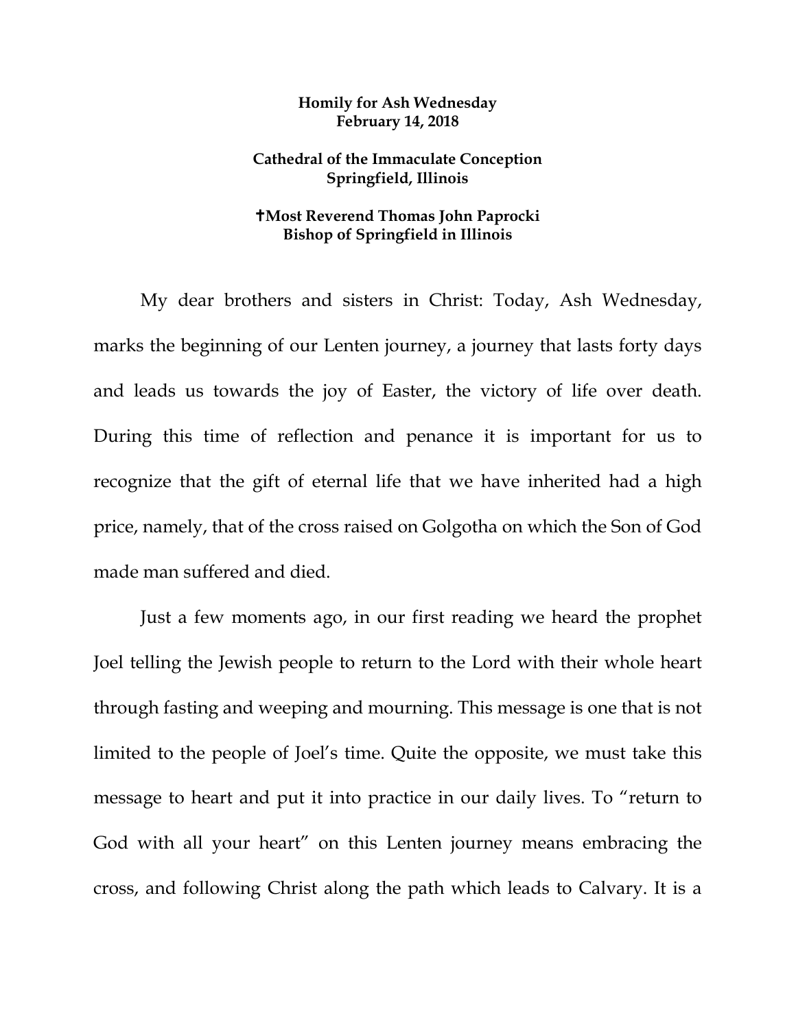**Homily for Ash Wednesday**
**February 14, 2018**

**Cathedral of the Immaculate Conception**
**Springfield, Illinois**

**✝Most Reverend Thomas John Paprocki**
**Bishop of Springfield in Illinois**

My dear brothers and sisters in Christ: Today, Ash Wednesday, marks the beginning of our Lenten journey, a journey that lasts forty days and leads us towards the joy of Easter, the victory of life over death. During this time of reflection and penance it is important for us to recognize that the gift of eternal life that we have inherited had a high price, namely, that of the cross raised on Golgotha on which the Son of God made man suffered and died.

Just a few moments ago, in our first reading we heard the prophet Joel telling the Jewish people to return to the Lord with their whole heart through fasting and weeping and mourning. This message is one that is not limited to the people of Joel's time. Quite the opposite, we must take this message to heart and put it into practice in our daily lives. To "return to God with all your heart" on this Lenten journey means embracing the cross, and following Christ along the path which leads to Calvary. It is a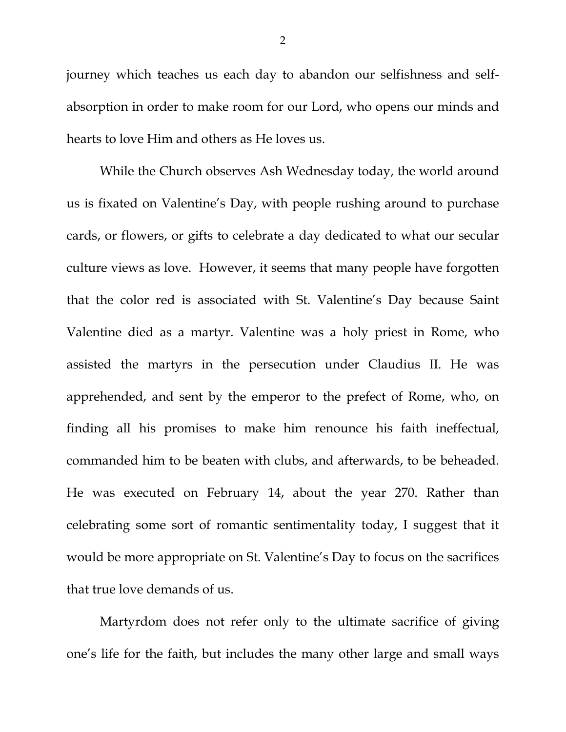journey which teaches us each day to abandon our selfishness and self-absorption in order to make room for our Lord, who opens our minds and hearts to love Him and others as He loves us.

While the Church observes Ash Wednesday today, the world around us is fixated on Valentine's Day, with people rushing around to purchase cards, or flowers, or gifts to celebrate a day dedicated to what our secular culture views as love. However, it seems that many people have forgotten that the color red is associated with St. Valentine's Day because Saint Valentine died as a martyr. Valentine was a holy priest in Rome, who assisted the martyrs in the persecution under Claudius II. He was apprehended, and sent by the emperor to the prefect of Rome, who, on finding all his promises to make him renounce his faith ineffectual, commanded him to be beaten with clubs, and afterwards, to be beheaded. He was executed on February 14, about the year 270. Rather than celebrating some sort of romantic sentimentality today, I suggest that it would be more appropriate on St. Valentine's Day to focus on the sacrifices that true love demands of us.

Martyrdom does not refer only to the ultimate sacrifice of giving one's life for the faith, but includes the many other large and small ways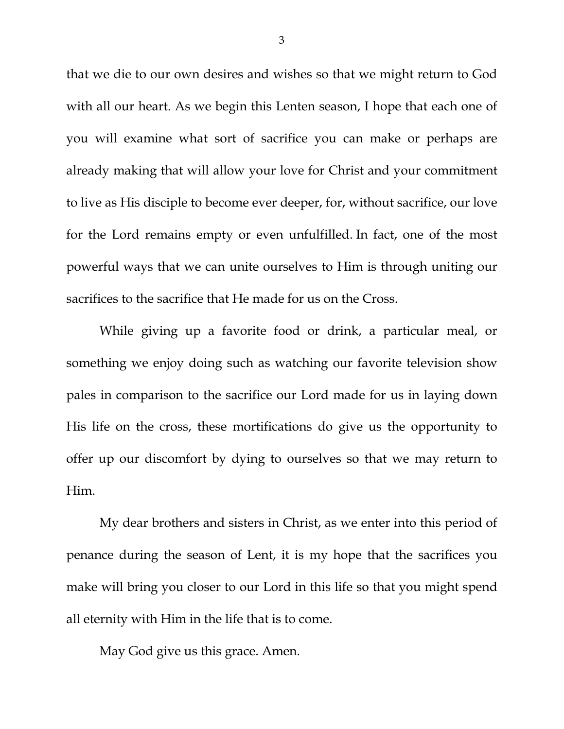that we die to our own desires and wishes so that we might return to God with all our heart. As we begin this Lenten season, I hope that each one of you will examine what sort of sacrifice you can make or perhaps are already making that will allow your love for Christ and your commitment to live as His disciple to become ever deeper, for, without sacrifice, our love for the Lord remains empty or even unfulfilled. In fact, one of the most powerful ways that we can unite ourselves to Him is through uniting our sacrifices to the sacrifice that He made for us on the Cross.

While giving up a favorite food or drink, a particular meal, or something we enjoy doing such as watching our favorite television show pales in comparison to the sacrifice our Lord made for us in laying down His life on the cross, these mortifications do give us the opportunity to offer up our discomfort by dying to ourselves so that we may return to Him.

My dear brothers and sisters in Christ, as we enter into this period of penance during the season of Lent, it is my hope that the sacrifices you make will bring you closer to our Lord in this life so that you might spend all eternity with Him in the life that is to come.

May God give us this grace. Amen.